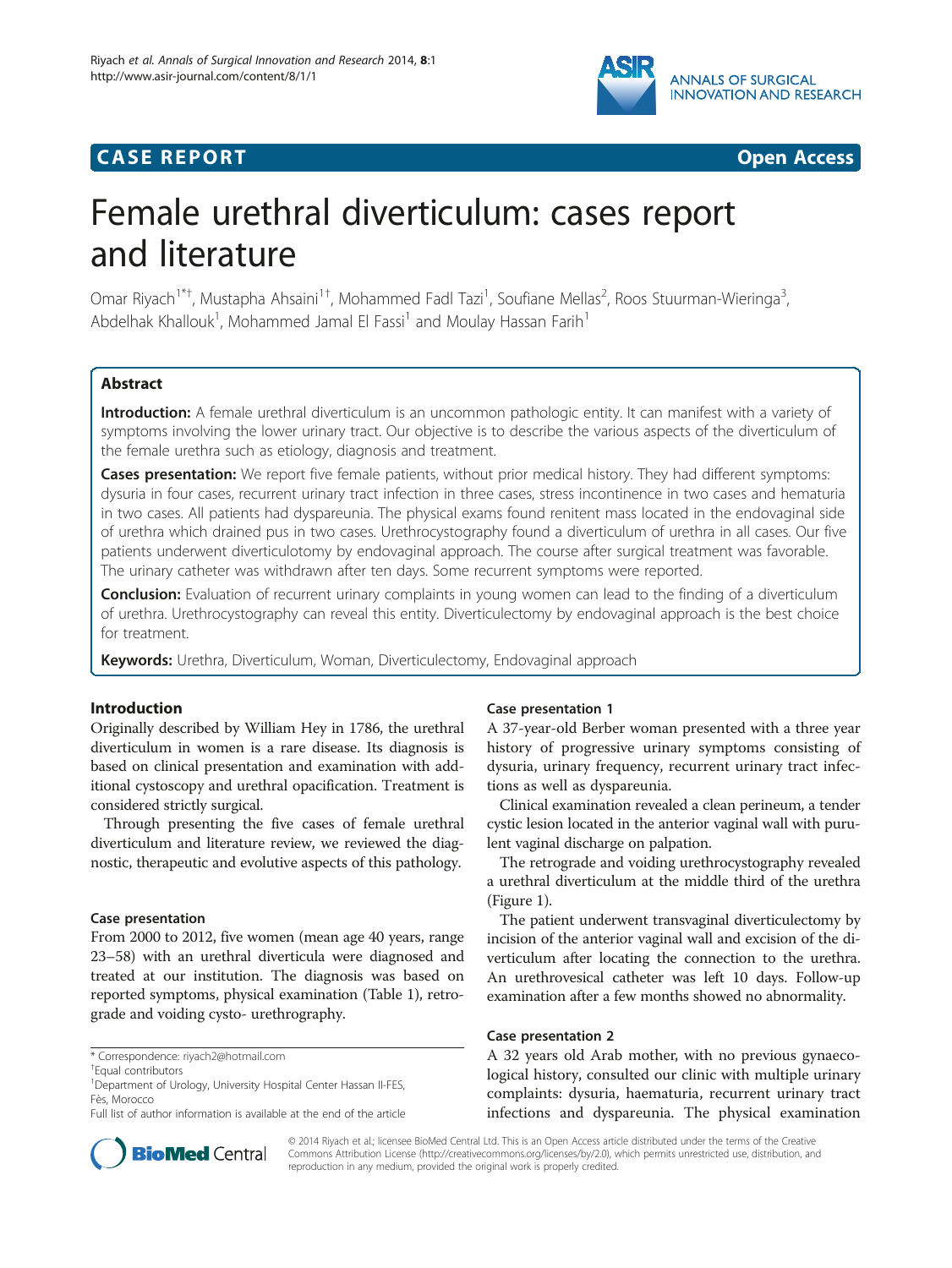CASE REPORT Open Access

# Female urethral diverticulum: cases report and literature

Omar Riyach[1*†], Mustapha Ahsaini[1†], Mohammed Fadl Tazi[1], Soufiane Mellas[2], Roos Stuurman-Wieringa[3], Abdelhak Khallouk[1], Mohammed Jamal El Fassi[1] and Moulay Hassan Farih[1]

## Abstract

**Introduction:** A female urethral diverticulum is an uncommon pathologic entity. It can manifest with a variety of symptoms involving the lower urinary tract. Our objective is to describe the various aspects of the diverticulum of the female urethra such as etiology, diagnosis and treatment.

**Cases presentation:** We report five female patients, without prior medical history. They had different symptoms: dysuria in four cases, recurrent urinary tract infection in three cases, stress incontinence in two cases and hematuria in two cases. All patients had dyspareunia. The physical exams found renitent mass located in the endovaginal side of urethra which drained pus in two cases. Urethrocystography found a diverticulum of urethra in all cases. Our five patients underwent diverticulotomy by endovaginal approach. The course after surgical treatment was favorable. The urinary catheter was withdrawn after ten days. Some recurrent symptoms were reported.

**Conclusion:** Evaluation of recurrent urinary complaints in young women can lead to the finding of a diverticulum of urethra. Urethrocystography can reveal this entity. Diverticulectomy by endovaginal approach is the best choice for treatment.

**Keywords:** Urethra, Diverticulum, Woman, Diverticulectomy, Endovaginal approach

## Introduction

Originally described by William Hey in 1786, the urethral diverticulum in women is a rare disease. Its diagnosis is based on clinical presentation and examination with additional cystoscopy and urethral opacification. Treatment is considered strictly surgical.

Through presenting the five cases of female urethral diverticulum and literature review, we reviewed the diagnostic, therapeutic and evolutive aspects of this pathology.

### Case presentation

From 2000 to 2012, five women (mean age 40 years, range 23–58) with an urethral diverticula were diagnosed and treated at our institution. The diagnosis was based on reported symptoms, physical examination (Table 1), retrograde and voiding cysto- urethrography.

### Case presentation 1

A 37-year-old Berber woman presented with a three year history of progressive urinary symptoms consisting of dysuria, urinary frequency, recurrent urinary tract infections as well as dyspareunia.

Clinical examination revealed a clean perineum, a tender cystic lesion located in the anterior vaginal wall with purulent vaginal discharge on palpation.

The retrograde and voiding urethrocystography revealed a urethral diverticulum at the middle third of the urethra (Figure 1).

The patient underwent transvaginal diverticulectomy by incision of the anterior vaginal wall and excision of the diverticulum after locating the connection to the urethra. An urethrovesical catheter was left 10 days. Follow-up examination after a few months showed no abnormality.

### Case presentation 2

A 32 years old Arab mother, with no previous gynaecological history, consulted our clinic with multiple urinary complaints: dysuria, haematuria, recurrent urinary tract infections and dyspareunia. The physical examination

* Correspondence: riyach2@hotmail.com
† Equal contributors
[1] Department of Urology, University Hospital Center Hassan II-FES, Fès, Morocco
Full list of author information is available at the end of the article

© 2014 Riyach et al.; licensee BioMed Central Ltd. This is an Open Access article distributed under the terms of the Creative Commons Attribution License (http://creativecommons.org/licenses/by/2.0), which permits unrestricted use, distribution, and reproduction in any medium, provided the original work is properly credited.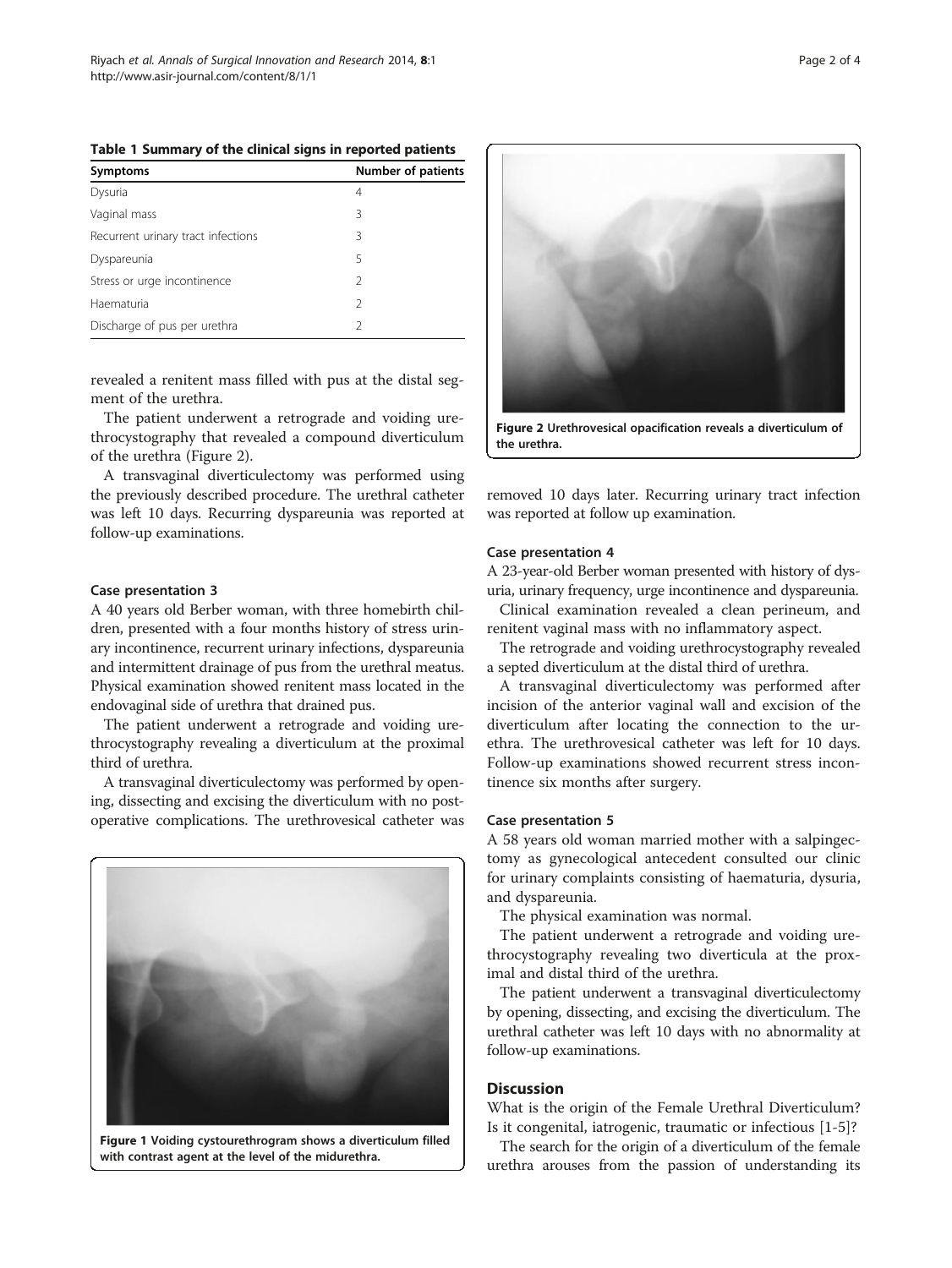**Table 1 Summary of the clinical signs in reported patients**

| Symptoms | Number of patients |
| --- | --- |
| Dysuria | 4 |
| Vaginal mass | 3 |
| Recurrent urinary tract infections | 3 |
| Dyspareunia | 5 |
| Stress or urge incontinence | 2 |
| Haematuria | 2 |
| Discharge of pus per urethra | 2 |

revealed a renitent mass filled with pus at the distal segment of the urethra.

The patient underwent a retrograde and voiding urethrocystography that revealed a compound diverticulum of the urethra (Figure 2).

A transvaginal diverticulectomy was performed using the previously described procedure. The urethral catheter was left 10 days. Recurring dyspareunia was reported at follow-up examinations.

### Case presentation 3

A 40 years old Berber woman, with three homebirth children, presented with a four months history of stress urinary incontinence, recurrent urinary infections, dyspareunia and intermittent drainage of pus from the urethral meatus. Physical examination showed renitent mass located in the endovaginal side of urethra that drained pus.

The patient underwent a retrograde and voiding urethrocystography revealing a diverticulum at the proximal third of urethra.

A transvaginal diverticulectomy was performed by opening, dissecting and excising the diverticulum with no postoperative complications. The urethrovesical catheter was removed 10 days later. Recurring urinary tract infection was reported at follow up examination.

**Figure 1 Voiding cystourethrogram shows a diverticulum filled with contrast agent at the level of the midurethra.**

**Figure 2 Urethrovesical opacification reveals a diverticulum of the urethra.**

### Case presentation 4

A 23-year-old Berber woman presented with history of dysuria, urinary frequency, urge incontinence and dyspareunia.

Clinical examination revealed a clean perineum, and renitent vaginal mass with no inflammatory aspect.

The retrograde and voiding urethrocystography revealed a septed diverticulum at the distal third of urethra.

A transvaginal diverticulectomy was performed after incision of the anterior vaginal wall and excision of the diverticulum after locating the connection to the urethra. The urethrovesical catheter was left for 10 days. Follow-up examinations showed recurrent stress incontinence six months after surgery.

### Case presentation 5

A 58 years old woman married mother with a salpingectomy as gynecological antecedent consulted our clinic for urinary complaints consisting of haematuria, dysuria, and dyspareunia.

The physical examination was normal.

The patient underwent a retrograde and voiding urethrocystography revealing two diverticula at the proximal and distal third of the urethra.

The patient underwent a transvaginal diverticulectomy by opening, dissecting, and excising the diverticulum. The urethral catheter was left 10 days with no abnormality at follow-up examinations.

## Discussion

What is the origin of the Female Urethral Diverticulum? Is it congenital, iatrogenic, traumatic or infectious [1-5]?

The search for the origin of a diverticulum of the female urethra arouses from the passion of understanding its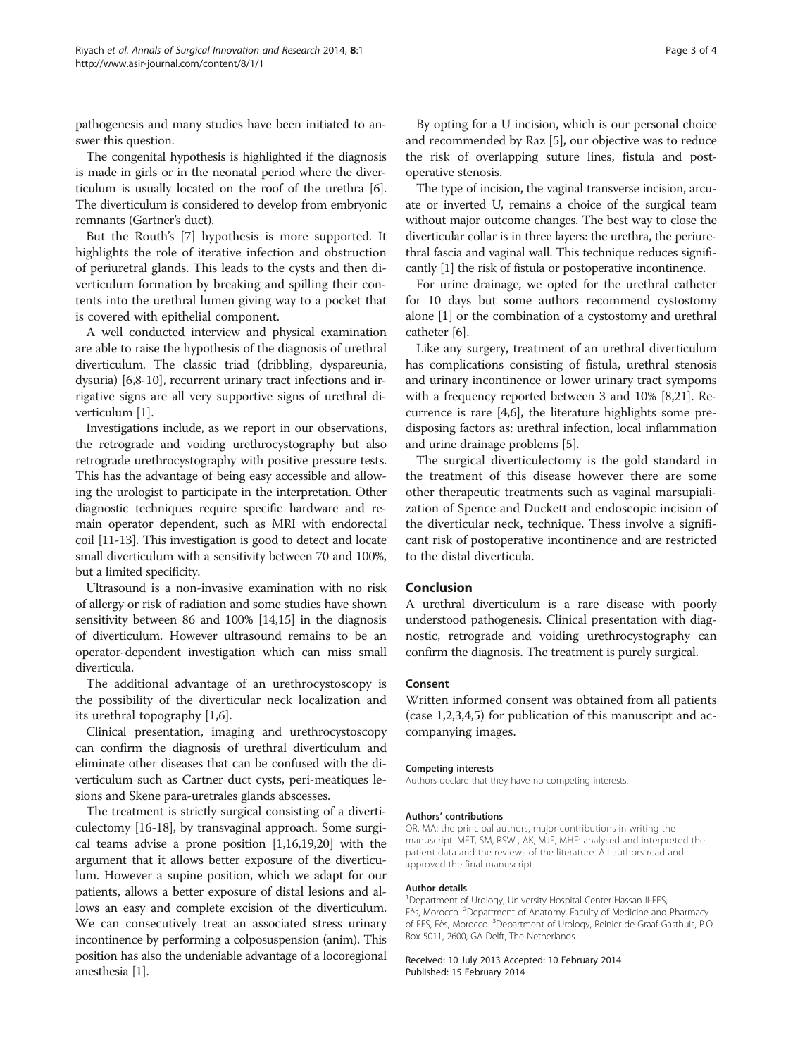pathogenesis and many studies have been initiated to answer this question.

The congenital hypothesis is highlighted if the diagnosis is made in girls or in the neonatal period where the diverticulum is usually located on the roof of the urethra [6]. The diverticulum is considered to develop from embryonic remnants (Gartner's duct).

But the Routh's [7] hypothesis is more supported. It highlights the role of iterative infection and obstruction of periuretral glands. This leads to the cysts and then diverticulum formation by breaking and spilling their contents into the urethral lumen giving way to a pocket that is covered with epithelial component.

A well conducted interview and physical examination are able to raise the hypothesis of the diagnosis of urethral diverticulum. The classic triad (dribbling, dyspareunia, dysuria) [6,8-10], recurrent urinary tract infections and irrigative signs are all very supportive signs of urethral diverticulum [1].

Investigations include, as we report in our observations, the retrograde and voiding urethrocystography but also retrograde urethrocystography with positive pressure tests. This has the advantage of being easy accessible and allowing the urologist to participate in the interpretation. Other diagnostic techniques require specific hardware and remain operator dependent, such as MRI with endorectal coil [11-13]. This investigation is good to detect and locate small diverticulum with a sensitivity between 70 and 100%, but a limited specificity.

Ultrasound is a non-invasive examination with no risk of allergy or risk of radiation and some studies have shown sensitivity between 86 and 100% [14,15] in the diagnosis of diverticulum. However ultrasound remains to be an operator-dependent investigation which can miss small diverticula.

The additional advantage of an urethrocystoscopy is the possibility of the diverticular neck localization and its urethral topography [1,6].

Clinical presentation, imaging and urethrocystoscopy can confirm the diagnosis of urethral diverticulum and eliminate other diseases that can be confused with the diverticulum such as Cartner duct cysts, peri-meatiques lesions and Skene para-uretrales glands abscesses.

The treatment is strictly surgical consisting of a diverticulectomy [16-18], by transvaginal approach. Some surgical teams advise a prone position [1,16,19,20] with the argument that it allows better exposure of the diverticulum. However a supine position, which we adapt for our patients, allows a better exposure of distal lesions and allows an easy and complete excision of the diverticulum. We can consecutively treat an associated stress urinary incontinence by performing a colposuspension (anim). This position has also the undeniable advantage of a locoregional anesthesia [1].

By opting for a U incision, which is our personal choice and recommended by Raz [5], our objective was to reduce the risk of overlapping suture lines, fistula and postoperative stenosis.

The type of incision, the vaginal transverse incision, arcuate or inverted U, remains a choice of the surgical team without major outcome changes. The best way to close the diverticular collar is in three layers: the urethra, the periurethral fascia and vaginal wall. This technique reduces significantly [1] the risk of fistula or postoperative incontinence.

For urine drainage, we opted for the urethral catheter for 10 days but some authors recommend cystostomy alone [1] or the combination of a cystostomy and urethral catheter [6].

Like any surgery, treatment of an urethral diverticulum has complications consisting of fistula, urethral stenosis and urinary incontinence or lower urinary tract sympoms with a frequency reported between 3 and 10% [8,21]. Recurrence is rare [4,6], the literature highlights some predisposing factors as: urethral infection, local inflammation and urine drainage problems [5].

The surgical diverticulectomy is the gold standard in the treatment of this disease however there are some other therapeutic treatments such as vaginal marsupialization of Spence and Duckett and endoscopic incision of the diverticular neck, technique. Thess involve a significant risk of postoperative incontinence and are restricted to the distal diverticula.

## Conclusion

A urethral diverticulum is a rare disease with poorly understood pathogenesis. Clinical presentation with diagnostic, retrograde and voiding urethrocystography can confirm the diagnosis. The treatment is purely surgical.

### Consent

Written informed consent was obtained from all patients (case 1,2,3,4,5) for publication of this manuscript and accompanying images.

#### Competing interests

Authors declare that they have no competing interests.

#### Authors' contributions

OR, MA: the principal authors, major contributions in writing the manuscript. MFT, SM, RSW , AK, MJF, MHF: analysed and interpreted the patient data and the reviews of the literature. All authors read and approved the final manuscript.

#### Author details

[1]Department of Urology, University Hospital Center Hassan II-FES, Fès, Morocco. [2]Department of Anatomy, Faculty of Medicine and Pharmacy of FES, Fès, Morocco. [3]Department of Urology, Reinier de Graaf Gasthuis, P.O. Box 5011, 2600, GA Delft, The Netherlands.

Received: 10 July 2013 Accepted: 10 February 2014
Published: 15 February 2014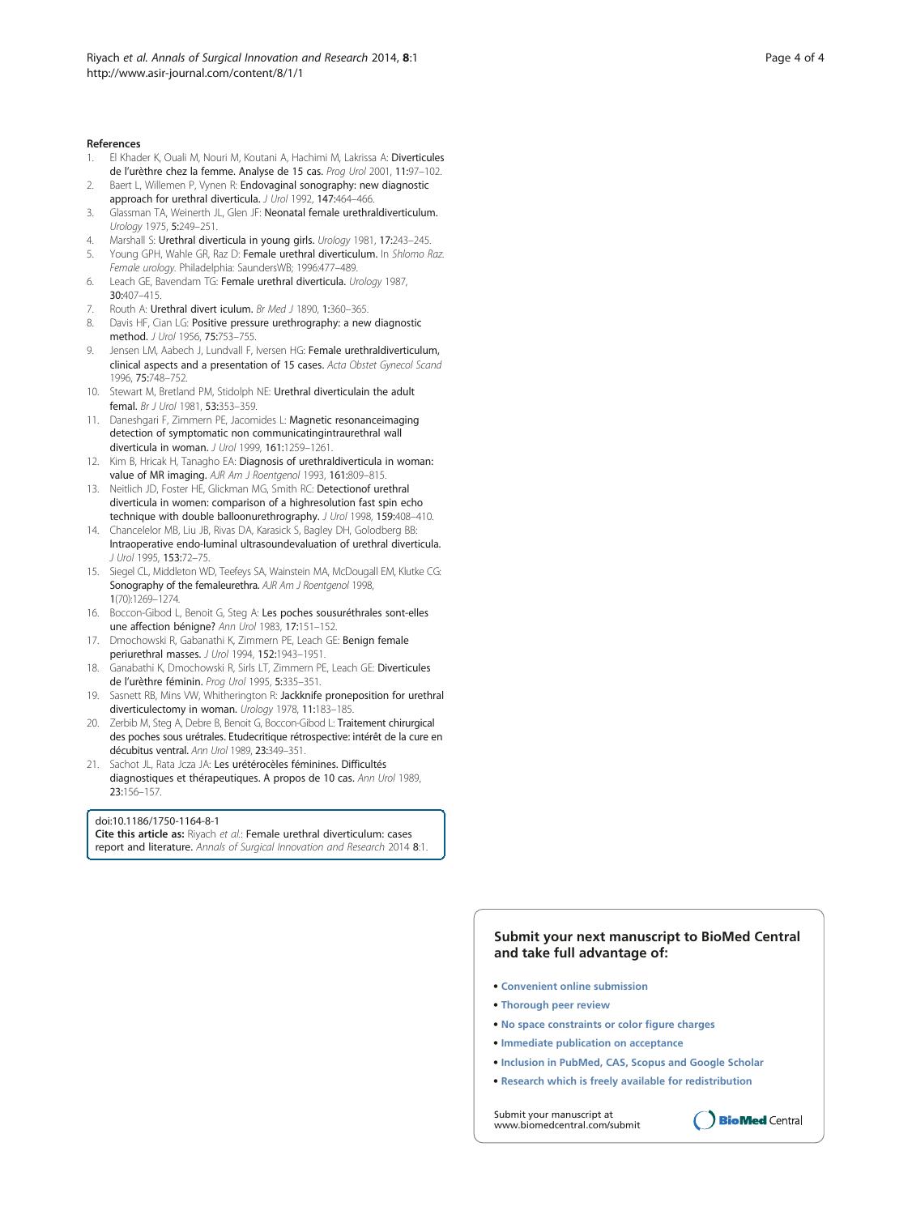## References

1. El Khader K, Ouali M, Nouri M, Koutani A, Hachimi M, Lakrissa A: **Diverticules de l'urèthre chez la femme. Analyse de 15 cas.** *Prog Urol* 2001, **11:**97–102.
2. Baert L, Willemen P, Vynen R: **Endovaginal sonography: new diagnostic approach for urethral diverticula.** *J Urol* 1992, **147:**464–466.
3. Glassman TA, Weinerth JL, Glen JF: **Neonatal female urethraldiverticulum.** *Urology* 1975, **5:**249–251.
4. Marshall S: **Urethral diverticula in young girls.** *Urology* 1981, **17:**243–245.
5. Young GPH, Wahle GR, Raz D: **Female urethral diverticulum.** In *Shlomo Raz. Female urology.* Philadelphia: SaundersWB; 1996:477–489.
6. Leach GE, Bavendam TG: **Female urethral diverticula.** *Urology* 1987, **30:**407–415.
7. Routh A: **Urethral divert iculum.** *Br Med J* 1890, **1:**360–365.
8. Davis HF, Cian LG: **Positive pressure urethrography: a new diagnostic method.** *J Urol* 1956, **75:**753–755.
9. Jensen LM, Aabech J, Lundvall F, Iversen HG: **Female urethraldiverticulum, clinical aspects and a presentation of 15 cases.** *Acta Obstet Gynecol Scand* 1996, **75:**748–752.
10. Stewart M, Bretland PM, Stidolph NE: **Urethral diverticulain the adult femal.** *Br J Urol* 1981, **53:**353–359.
11. Daneshgari F, Zimmern PE, Jacomides L: **Magnetic resonanceimaging detection of symptomatic non communicatingintraurethral wall diverticula in woman.** *J Urol* 1999, **161:**1259–1261.
12. Kim B, Hricak H, Tanagho EA: **Diagnosis of urethraldiverticula in woman: value of MR imaging.** *AJR Am J Roentgenol* 1993, **161:**809–815.
13. Neitlich JD, Foster HE, Glickman MG, Smith RC: **Detectionof urethral diverticula in women: comparison of a highresolution fast spin echo technique with double balloonurethrography.** *J Urol* 1998, **159:**408–410.
14. Chancelelor MB, Liu JB, Rivas DA, Karasick S, Bagley DH, Golodberg BB: **Intraoperative endo-luminal ultrasoundevaluation of urethral diverticula.** *J Urol* 1995, **153:**72–75.
15. Siegel CL, Middleton WD, Teefeys SA, Wainstein MA, McDougall EM, Klutke CG: **Sonography of the femaleurethra.** *AJR Am J Roentgenol* 1998, **1**(70):1269–1274.
16. Boccon-Gibod L, Benoit G, Steg A: **Les poches sousuréthrales sont-elles une affection bénigne?** *Ann Urol* 1983, **17:**151–152.
17. Dmochowski R, Gabanathi K, Zimmern PE, Leach GE: **Benign female periurethral masses.** *J Urol* 1994, **152:**1943–1951.
18. Ganabathi K, Dmochowski R, Sirls LT, Zimmern PE, Leach GE: **Diverticules de l'urèthre féminin.** *Prog Urol* 1995, **5:**335–351.
19. Sasnett RB, Mins VW, Whitherington R: **Jackknife proneposition for urethral diverticulectomy in woman.** *Urology* 1978, **11:**183–185.
20. Zerbib M, Steg A, Debre B, Benoit G, Boccon-Gibod L: **Traitement chirurgical des poches sous urétrales. Etudecritique rétrospective: intérêt de la cure en décubitus ventral.** *Ann Urol* 1989, **23:**349–351.
21. Sachot JL, Rata Jcza JA: **Les urétérocèles féminines. Difficultés diagnostiques et thérapeutiques. A propos de 10 cas.** *Ann Urol* 1989, **23:**156–157.

doi:10.1186/1750-1164-8-1
**Cite this article as:** Riyach *et al.*: Female urethral diverticulum: cases report and literature. *Annals of Surgical Innovation and Research* 2014 **8**:1.

**Submit your next manuscript to BioMed Central and take full advantage of:**

- Convenient online submission
- Thorough peer review
- No space constraints or color figure charges
- Immediate publication on acceptance
- Inclusion in PubMed, CAS, Scopus and Google Scholar
- Research which is freely available for redistribution

Submit your manuscript at
www.biomedcentral.com/submit

BioMed Central